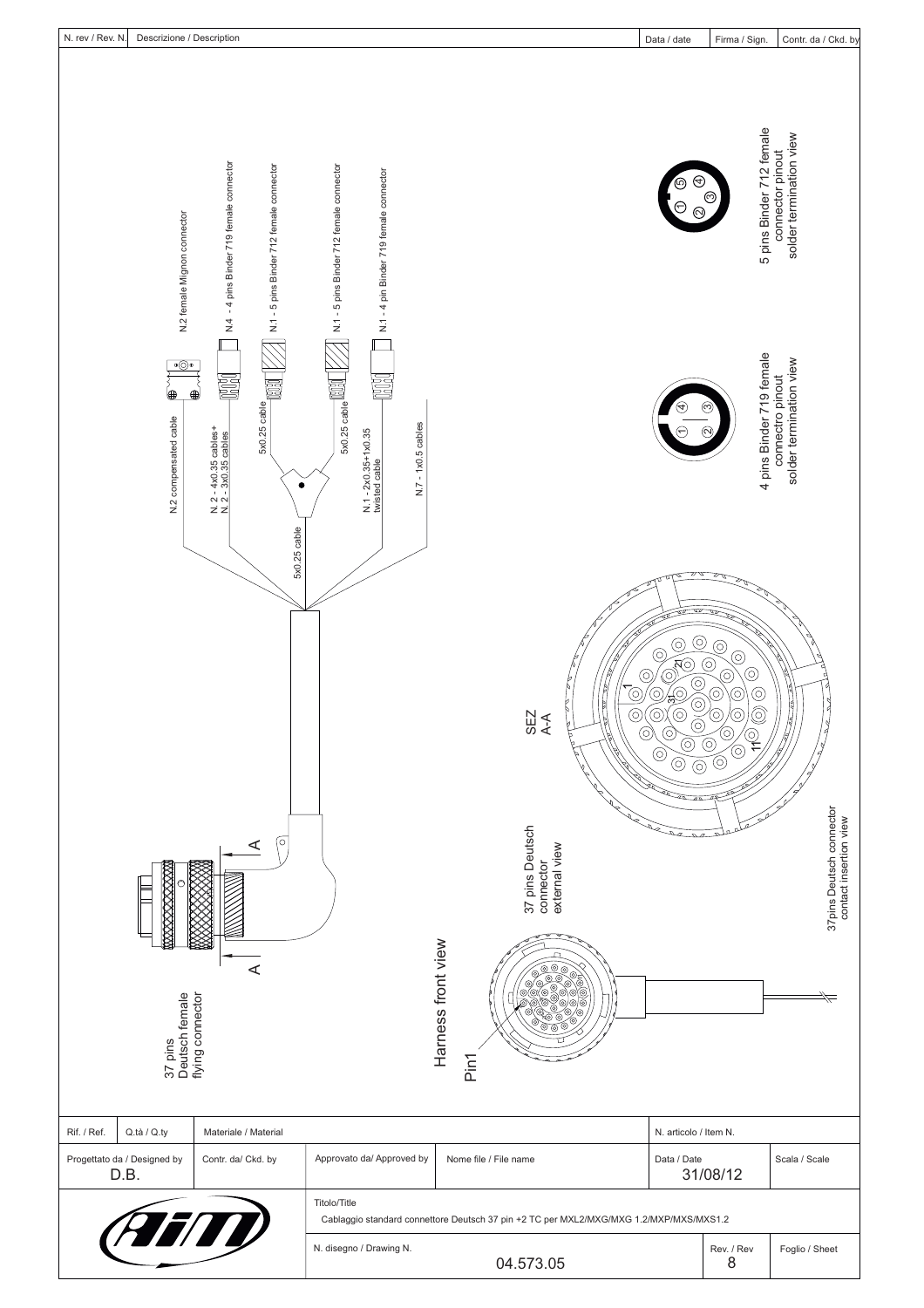| N. rev / Rev. N. | Descrizione / Description | Data / date | Firma / Sign. | Contr. da / Ckd. by |
|---|---|---|---|---|

N.2 female Mignon connector

N.4 - 4 pins Binder 719 female connector

N.1 - 5 pins Binder 712 female connector

N.1 - 5 pins Binder 712 female connector

N.1 - 4 pin Binder 719 female connector

N.2 compensated cable

N. 2 - 4x0.35 cables+
N. 2 - 3x0.35 cables

5x0.25 cable

5x0.25 cable

N.1 - 2x0.35+1x0.35
twisted cable

N.7 - 1x0.5 cables

5x0.25 cable

5 pins Binder 712 female connector pinout solder termination view

4 pins Binder 719 female connectro pinout solder termination view

SEZ A-A

37pins Deutsch connector contact insertion view

37 pins Deutsch connector external view

Harness front view

Pin1

37 pins Deutsch female flying connector

| Rif. / Ref. | Q.tà / Q.ty | Materiale / Material | | | N. articolo / Item N. | | |
|---|---|---|---|---|---|---|---|
| Progettato da / Designed by D.B. | Contr. da/ Ckd. by | Approvato da/ Approved by | Nome file / File name | | Data / Date 31/08/12 | | Scala / Scale |
| AIM | | Titolo/Title Cablaggio standard connettore Deutsch 37 pin +2 TC per MXL2/MXG/MXG 1.2/MXP/MXS/MXS1.2 | | | | | |
| | | N. disegno / Drawing N. | 04.573.05 | | | Rev. / Rev 8 | Foglio / Sheet |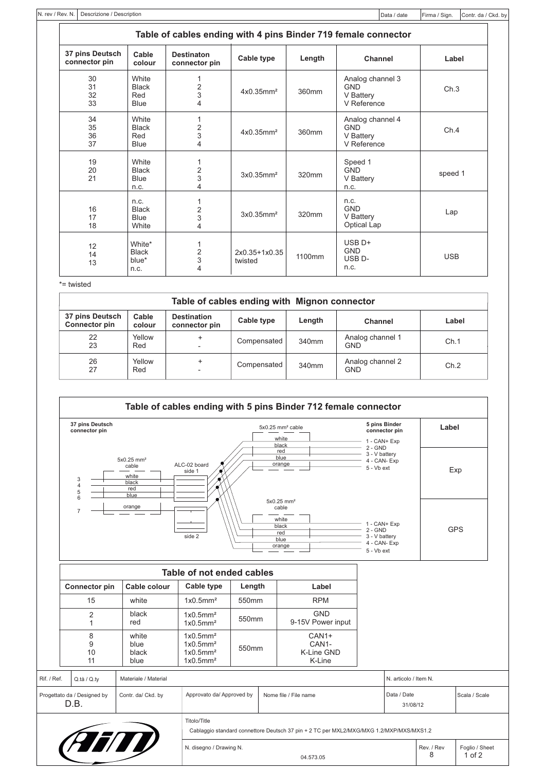| N. rev / Rev. N. | Descrizione / Description | Data / date | Firma / Sign. | Contr. da / Ckd. by |
|---|---|---|---|---|

## Table of cables ending with 4 pins Binder 719 female connector

| 37 pins Deutsch connector pin | Cable colour | Destinaton connector pin | Cable type | Length | Channel | Label |
|---|---|---|---|---|---|---|
| 30<br>31<br>32<br>33 | White<br>Black<br>Red<br>Blue | 1<br>2<br>3<br>4 | 4x0.35mm² | 360mm | Analog channel 3<br>GND<br>V Battery<br>V Reference | Ch.3 |
| 34<br>35<br>36<br>37 | White<br>Black<br>Red<br>Blue | 1<br>2<br>3<br>4 | 4x0.35mm² | 360mm | Analog channel 4<br>GND<br>V Battery<br>V Reference | Ch.4 |
| 19<br>20<br>21 | White<br>Black<br>Blue<br>n.c. | 1<br>2<br>3<br>4 | 3x0.35mm² | 320mm | Speed 1<br>GND<br>V Battery<br>n.c. | speed 1 |
| 16<br>17<br>18 | n.c.<br>Black<br>Blue<br>White | 1<br>2<br>3<br>4 | 3x0.35mm² | 320mm | n.c.<br>GND<br>V Battery<br>Optical Lap | Lap |
| 12<br>14<br>13 | White*<br>Black<br>blue*<br>n.c. | 1<br>2<br>3<br>4 | 2x0.35+1x0.35 twisted | 1100mm | USB D+<br>GND<br>USB D-<br>n.c. | USB |

*= twisted

## Table of cables ending with Mignon connector

| 37 pins Deutsch Connector pin | Cable colour | Destination connector pin | Cable type | Length | Channel | Label |
|---|---|---|---|---|---|---|
| 22<br>23 | Yellow<br>Red | +<br>- | Compensated | 340mm | Analog channel 1<br>GND | Ch.1 |
| 26<br>27 | Yellow<br>Red | +<br>- | Compensated | 340mm | Analog channel 2<br>GND | Ch.2 |

## Table of cables ending with 5 pins Binder 712 female connector

37 pins Deutsch connector pin

3
4
5
6
7

5x0.25 mm² cable
white
black
red
blue
orange

ALC-02 board
side 1
side 2

5x0.25 mm² cable
white
black
red
blue
orange

5 pins Binder connector pin
1 - CAN+ Exp
2 - GND
3 - V battery
4 - CAN- Exp
5 - Vb ext

Label
Exp
GPS

## Table of not ended cables

| Connector pin | Cable colour | Cable type | Length | Label |
|---|---|---|---|---|
| 15 | white | 1x0.5mm² | 550mm | RPM |
| 2<br>1 | black<br>red | 1x0.5mm²<br>1x0.5mm² | 550mm | GND<br>9-15V Power input |
| 8<br>9<br>10<br>11 | white<br>blue<br>black<br>blue | 1x0.5mm²<br>1x0.5mm²<br>1x0.5mm²<br>1x0.5mm² | 550mm | CAN1+<br>CAN1-<br>K-Line GND<br>K-Line |

| Rif. / Ref. | Q.tà / Q.ty | Materiale / Material | | | N. articolo / Item N. | |
|---|---|---|---|---|---|---|
| Progettato da / Designed by<br>D.B. | Contr. da/ Ckd. by | Approvato da/ Approved by | Nome file / File name | | Data / Date<br>31/08/12 | Scala / Scale |
| AIM | | Titolo/Title<br>Cablaggio standard connettore Deutsch 37 pin + 2 TC per MXL2/MXG/MXG 1.2/MXP/MXS/MXS1.2 | | | | |
| | | N. disegno / Drawing N.<br>04.573.05 | | | Rev. / Rev<br>8 | Foglio / Sheet<br>1 of 2 |